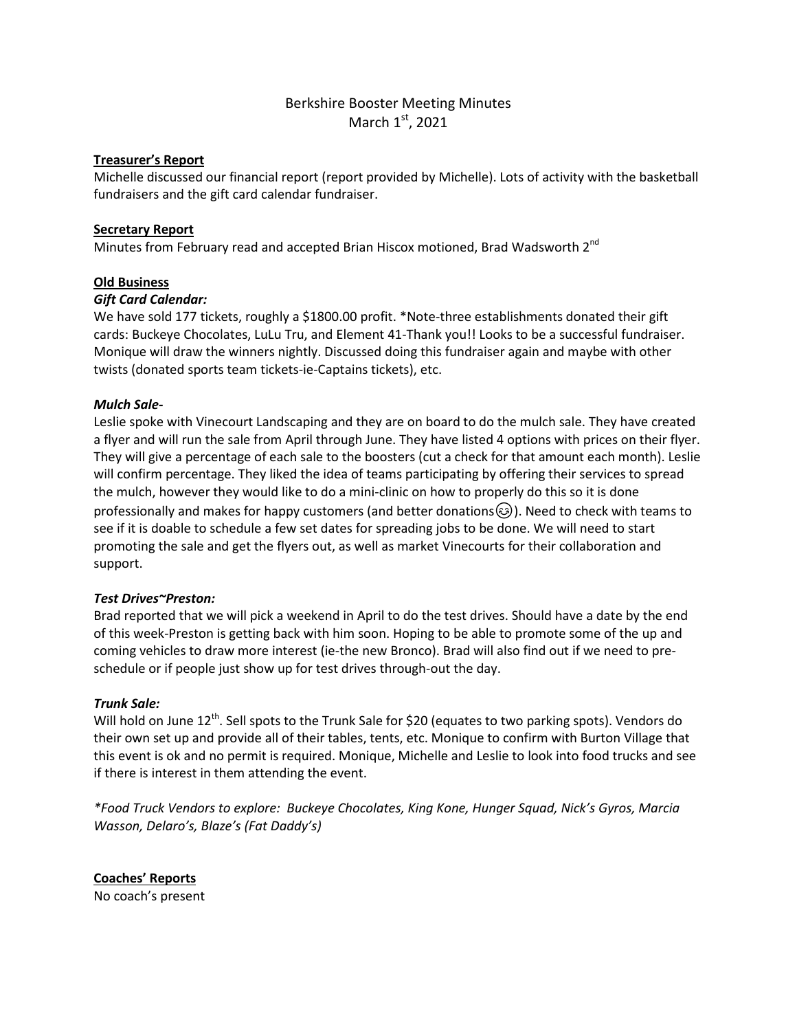# Berkshire Booster Meeting Minutes
March 1st, 2021

**Treasurer's Report**

Michelle discussed our financial report (report provided by Michelle). Lots of activity with the basketball fundraisers and the gift card calendar fundraiser.

**Secretary Report**

Minutes from February read and accepted Brian Hiscox motioned, Brad Wadsworth 2nd

**Old Business**

***Gift Card Calendar:***

We have sold 177 tickets, roughly a $1800.00 profit. *Note-three establishments donated their gift cards: Buckeye Chocolates, LuLu Tru, and Element 41-Thank you!! Looks to be a successful fundraiser. Monique will draw the winners nightly. Discussed doing this fundraiser again and maybe with other twists (donated sports team tickets-ie-Captains tickets), etc.

***Mulch Sale-***

Leslie spoke with Vinecourt Landscaping and they are on board to do the mulch sale. They have created a flyer and will run the sale from April through June. They have listed 4 options with prices on their flyer. They will give a percentage of each sale to the boosters (cut a check for that amount each month). Leslie will confirm percentage. They liked the idea of teams participating by offering their services to spread the mulch, however they would like to do a mini-clinic on how to properly do this so it is done professionally and makes for happy customers (and better donations😉). Need to check with teams to see if it is doable to schedule a few set dates for spreading jobs to be done. We will need to start promoting the sale and get the flyers out, as well as market Vinecourts for their collaboration and support.

***Test Drives~Preston:***

Brad reported that we will pick a weekend in April to do the test drives. Should have a date by the end of this week-Preston is getting back with him soon. Hoping to be able to promote some of the up and coming vehicles to draw more interest (ie-the new Bronco). Brad will also find out if we need to pre-schedule or if people just show up for test drives through-out the day.

***Trunk Sale:***

Will hold on June 12th. Sell spots to the Trunk Sale for $20 (equates to two parking spots). Vendors do their own set up and provide all of their tables, tents, etc. Monique to confirm with Burton Village that this event is ok and no permit is required. Monique, Michelle and Leslie to look into food trucks and see if there is interest in them attending the event.

**Food Truck Vendors to explore: Buckeye Chocolates, King Kone, Hunger Squad, Nick's Gyros, Marcia Wasson, Delaro's, Blaze's (Fat Daddy's)*

**Coaches' Reports**

No coach's present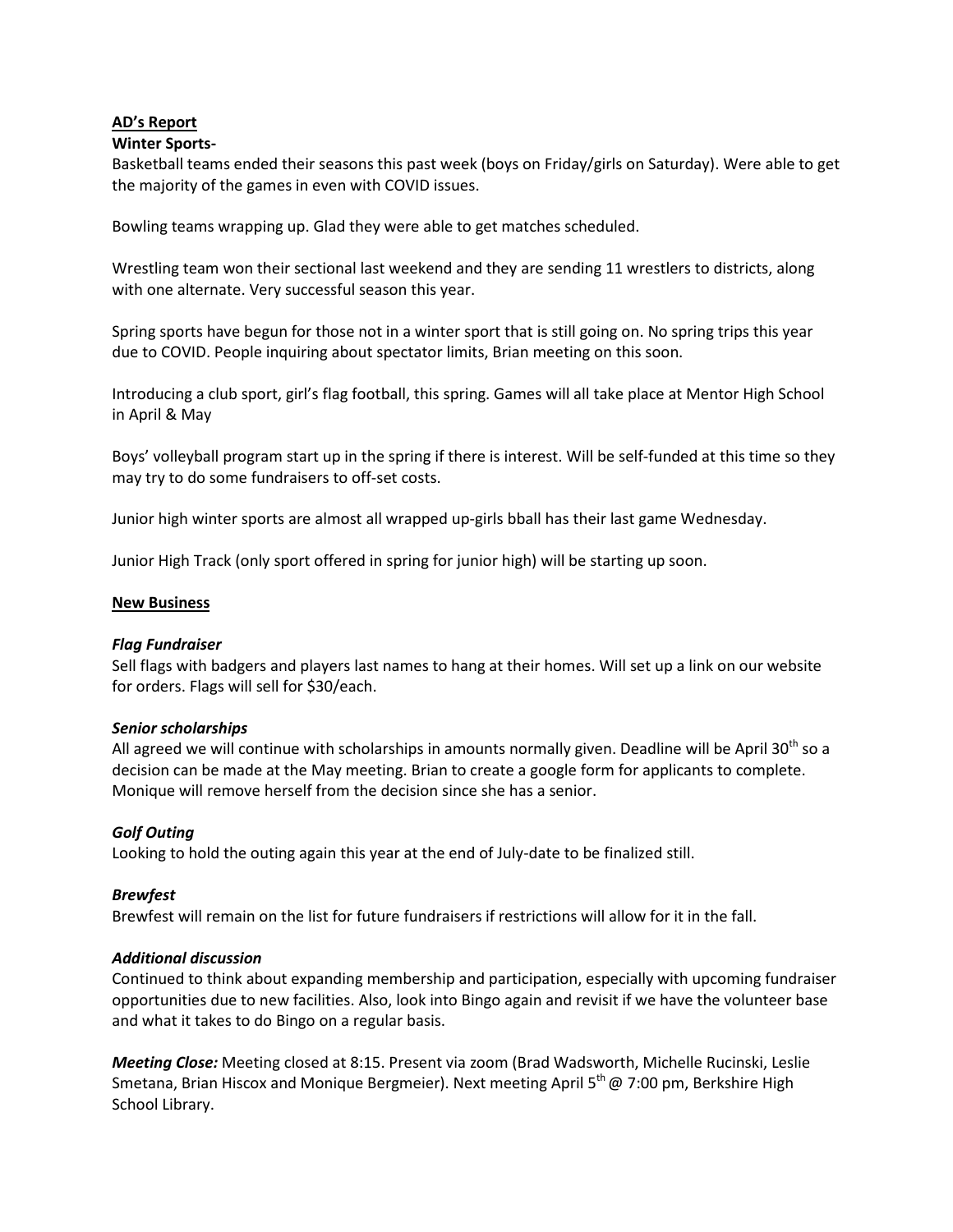**AD's Report**

**Winter Sports-**

Basketball teams ended their seasons this past week (boys on Friday/girls on Saturday). Were able to get the majority of the games in even with COVID issues.

Bowling teams wrapping up. Glad they were able to get matches scheduled.

Wrestling team won their sectional last weekend and they are sending 11 wrestlers to districts, along with one alternate. Very successful season this year.

Spring sports have begun for those not in a winter sport that is still going on. No spring trips this year due to COVID. People inquiring about spectator limits, Brian meeting on this soon.

Introducing a club sport, girl's flag football, this spring. Games will all take place at Mentor High School in April & May

Boys' volleyball program start up in the spring if there is interest. Will be self-funded at this time so they may try to do some fundraisers to off-set costs.

Junior high winter sports are almost all wrapped up-girls bball has their last game Wednesday.

Junior High Track (only sport offered in spring for junior high) will be starting up soon.

**New Business**

***Flag Fundraiser***

Sell flags with badgers and players last names to hang at their homes. Will set up a link on our website for orders. Flags will sell for $30/each.

***Senior scholarships***

All agreed we will continue with scholarships in amounts normally given. Deadline will be April 30th so a decision can be made at the May meeting. Brian to create a google form for applicants to complete. Monique will remove herself from the decision since she has a senior.

***Golf Outing***

Looking to hold the outing again this year at the end of July-date to be finalized still.

***Brewfest***

Brewfest will remain on the list for future fundraisers if restrictions will allow for it in the fall.

***Additional discussion***

Continued to think about expanding membership and participation, especially with upcoming fundraiser opportunities due to new facilities. Also, look into Bingo again and revisit if we have the volunteer base and what it takes to do Bingo on a regular basis.

***Meeting Close:*** Meeting closed at 8:15. Present via zoom (Brad Wadsworth, Michelle Rucinski, Leslie Smetana, Brian Hiscox and Monique Bergmeier). Next meeting April 5th @ 7:00 pm, Berkshire High School Library.